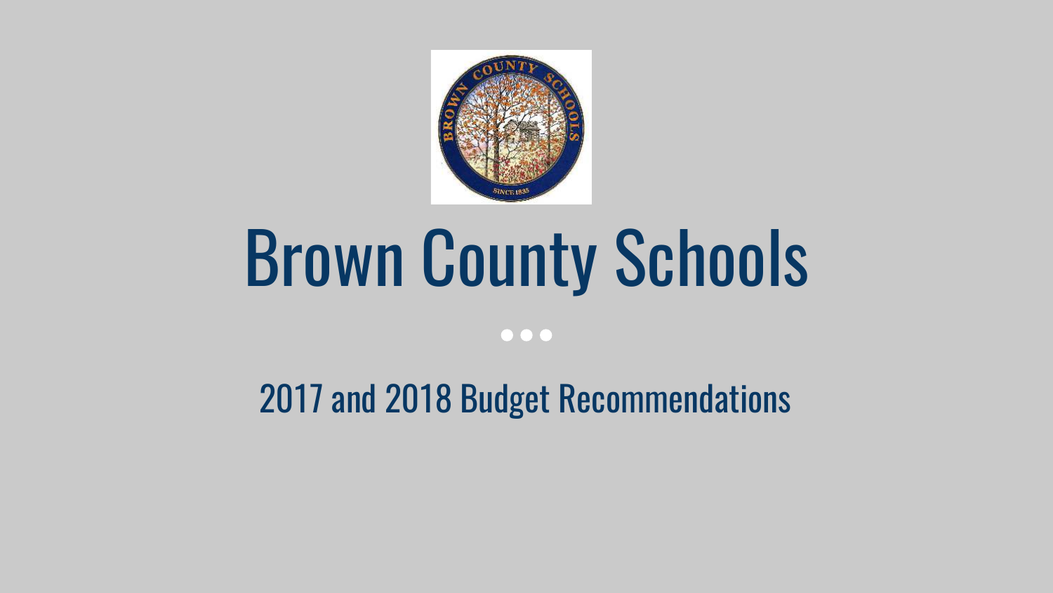# Brown County Schools

## 2017 and 2018 Budget Recommendations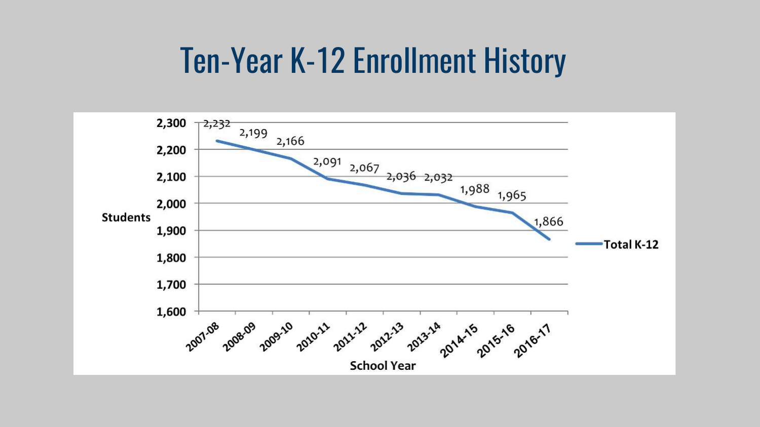# Ten-Year K-12 Enrollment History

| School Year | Total K-12 Students |
|---|---|
| 2007-08 | 2,232 |
| 2008-09 | 2,199 |
| 2009-10 | 2,166 |
| 2010-11 | 2,091 |
| 2011-12 | 2,067 |
| 2012-13 | 2,036 |
| 2013-14 | 2,032 |
| 2014-15 | 1,988 |
| 2015-16 | 1,965 |
| 2016-17 | 1,866 |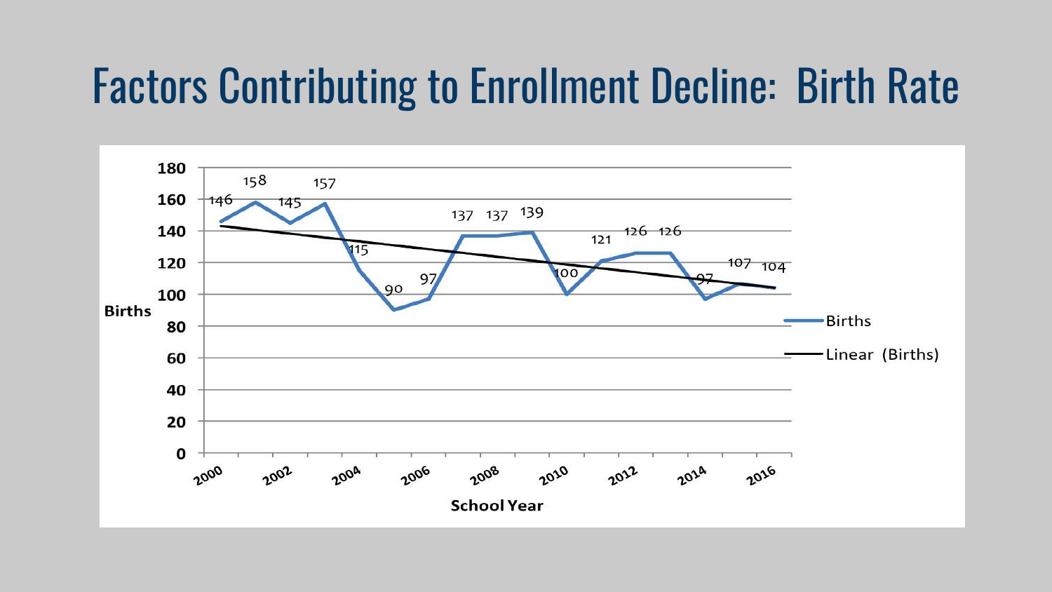# Factors Contributing to Enrollment Decline: Birth Rate

| School Year | Births |
|---|---|
| 2000 | 146 |
| 2001 | 158 |
| 2002 | 145 |
| 2003 | 157 |
| 2004 | 115 |
| 2005 | 90 |
| 2006 | 97 |
| 2007 | 137 |
| 2008 | 137 |
| 2009 | 139 |
| 2010 | 100 |
| 2011 | 121 |
| 2012 | 126 |
| 2013 | 126 |
| 2014 | 97 |
| 2015 | 107 |
| 2016 | 104 |

Legend: Births; Linear (Births)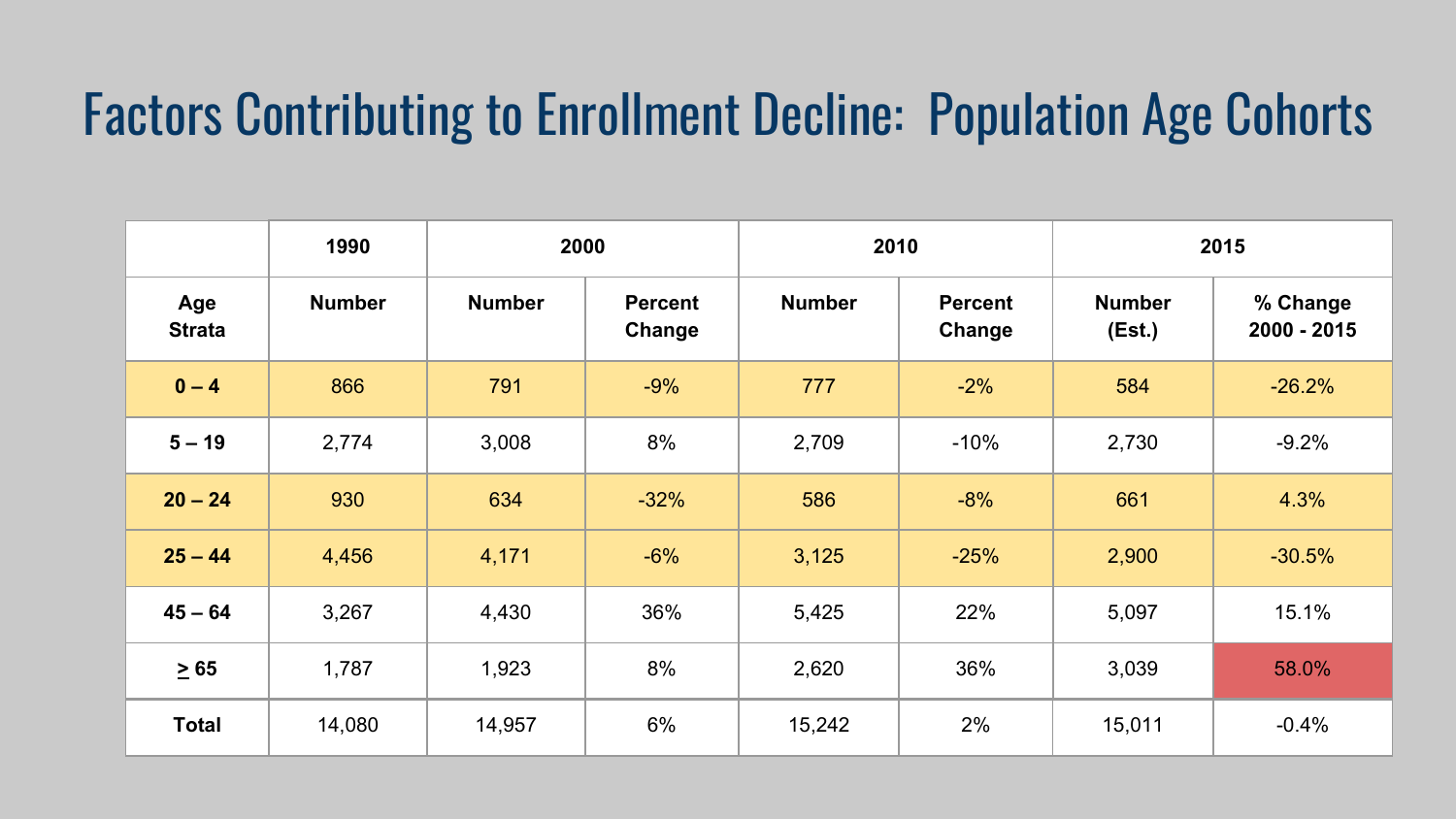# Factors Contributing to Enrollment Decline:  Population Age Cohorts

| | 1990 | 2000 | | 2010 | | 2015 | |
|---|---|---|---|---|---|---|---|
| **Age Strata** | **Number** | **Number** | **Percent Change** | **Number** | **Percent Change** | **Number (Est.)** | **% Change 2000 - 2015** |
| **0 – 4** | 866 | 791 | -9% | 777 | -2% | 584 | -26.2% |
| **5 – 19** | 2,774 | 3,008 | 8% | 2,709 | -10% | 2,730 | -9.2% |
| **20 – 24** | 930 | 634 | -32% | 586 | -8% | 661 | 4.3% |
| **25 – 44** | 4,456 | 4,171 | -6% | 3,125 | -25% | 2,900 | -30.5% |
| **45 – 64** | 3,267 | 4,430 | 36% | 5,425 | 22% | 5,097 | 15.1% |
| **≥ 65** | 1,787 | 1,923 | 8% | 2,620 | 36% | 3,039 | 58.0% |
| **Total** | 14,080 | 14,957 | 6% | 15,242 | 2% | 15,011 | -0.4% |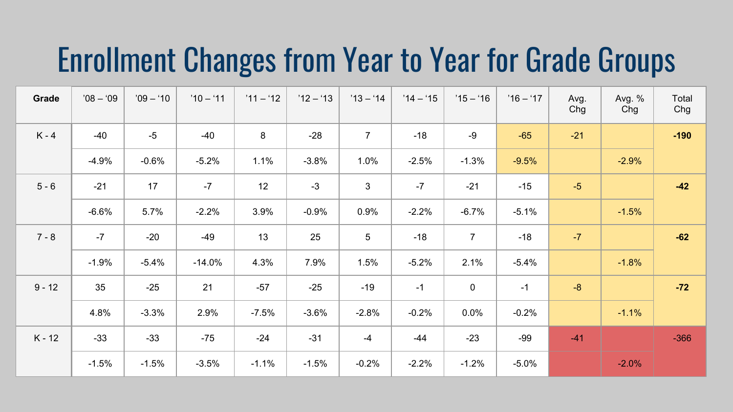# Enrollment Changes from Year to Year for Grade Groups

| Grade | '08 – '09 | '09 – '10 | '10 – '11 | '11 – '12 | '12 – '13 | '13 – '14 | '14 – '15 | '15 – '16 | '16 – '17 | Avg. Chg | Avg. % Chg | Total Chg |
|---|---|---|---|---|---|---|---|---|---|---|---|---|
| K - 4 | -40 | -5 | -40 | 8 | -28 | 7 | -18 | -9 | -65 | -21 | | **-190** |
| | -4.9% | -0.6% | -5.2% | 1.1% | -3.8% | 1.0% | -2.5% | -1.3% | -9.5% | | -2.9% | |
| 5 - 6 | -21 | 17 | -7 | 12 | -3 | 3 | -7 | -21 | -15 | -5 | | **-42** |
| | -6.6% | 5.7% | -2.2% | 3.9% | -0.9% | 0.9% | -2.2% | -6.7% | -5.1% | | -1.5% | |
| 7 - 8 | -7 | -20 | -49 | 13 | 25 | 5 | -18 | 7 | -18 | -7 | | **-62** |
| | -1.9% | -5.4% | -14.0% | 4.3% | 7.9% | 1.5% | -5.2% | 2.1% | -5.4% | | -1.8% | |
| 9 - 12 | 35 | -25 | 21 | -57 | -25 | -19 | -1 | 0 | -1 | -8 | | **-72** |
| | 4.8% | -3.3% | 2.9% | -7.5% | -3.6% | -2.8% | -0.2% | 0.0% | -0.2% | | -1.1% | |
| K - 12 | -33 | -33 | -75 | -24 | -31 | -4 | -44 | -23 | -99 | -41 | | -366 |
| | -1.5% | -1.5% | -3.5% | -1.1% | -1.5% | -0.2% | -2.2% | -1.2% | -5.0% | | -2.0% | |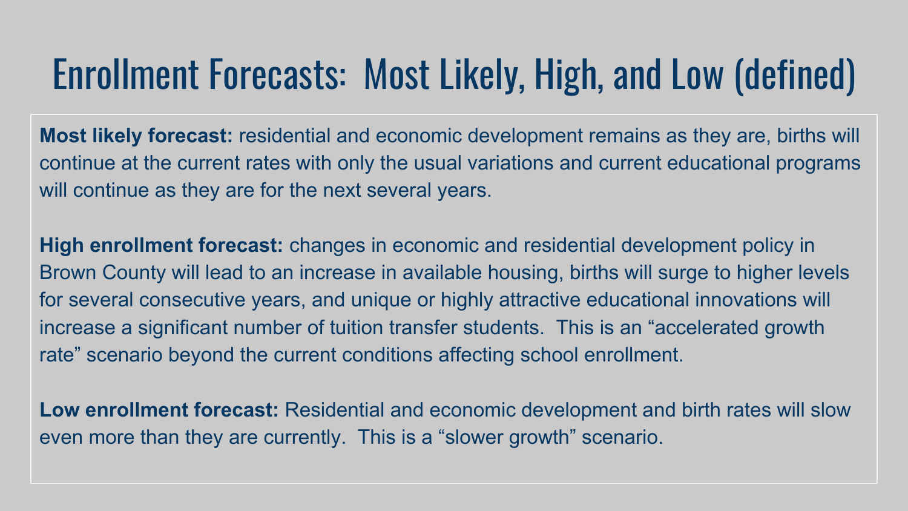# Enrollment Forecasts: Most Likely, High, and Low (defined)

**Most likely forecast:** residential and economic development remains as they are, births will continue at the current rates with only the usual variations and current educational programs will continue as they are for the next several years.

**High enrollment forecast:** changes in economic and residential development policy in Brown County will lead to an increase in available housing, births will surge to higher levels for several consecutive years, and unique or highly attractive educational innovations will increase a significant number of tuition transfer students. This is an "accelerated growth rate" scenario beyond the current conditions affecting school enrollment.

**Low enrollment forecast:** Residential and economic development and birth rates will slow even more than they are currently. This is a "slower growth" scenario.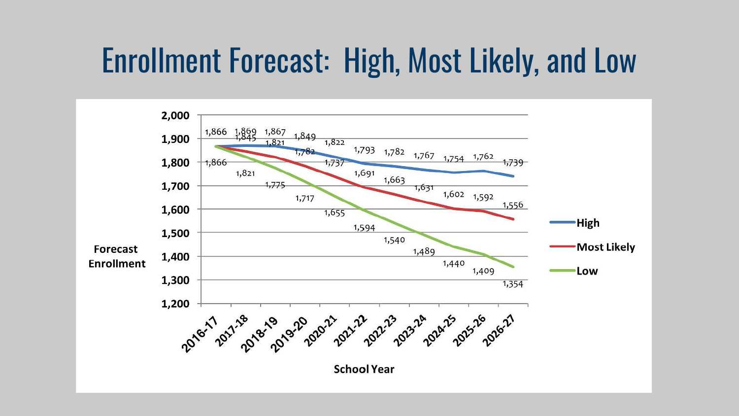# Enrollment Forecast: High, Most Likely, and Low

| School Year | High | Most Likely | Low |
|---|---|---|---|
| 2016-17 | 1,866 | 1,866 | 1,866 |
| 2017-18 | 1,869 | 1,845 | 1,821 |
| 2018-19 | 1,867 | 1,821 | 1,775 |
| 2019-20 | 1,849 | 1,782 | 1,717 |
| 2020-21 | 1,822 | 1,737 | 1,655 |
| 2021-22 | 1,793 | 1,691 | 1,594 |
| 2022-23 | 1,782 | 1,663 | 1,540 |
| 2023-24 | 1,767 | 1,631 | 1,489 |
| 2024-25 | 1,754 | 1,602 | 1,440 |
| 2025-26 | 1,762 | 1,592 | 1,409 |
| 2026-27 | 1,739 | 1,556 | 1,354 |

Forecast Enrollment

School Year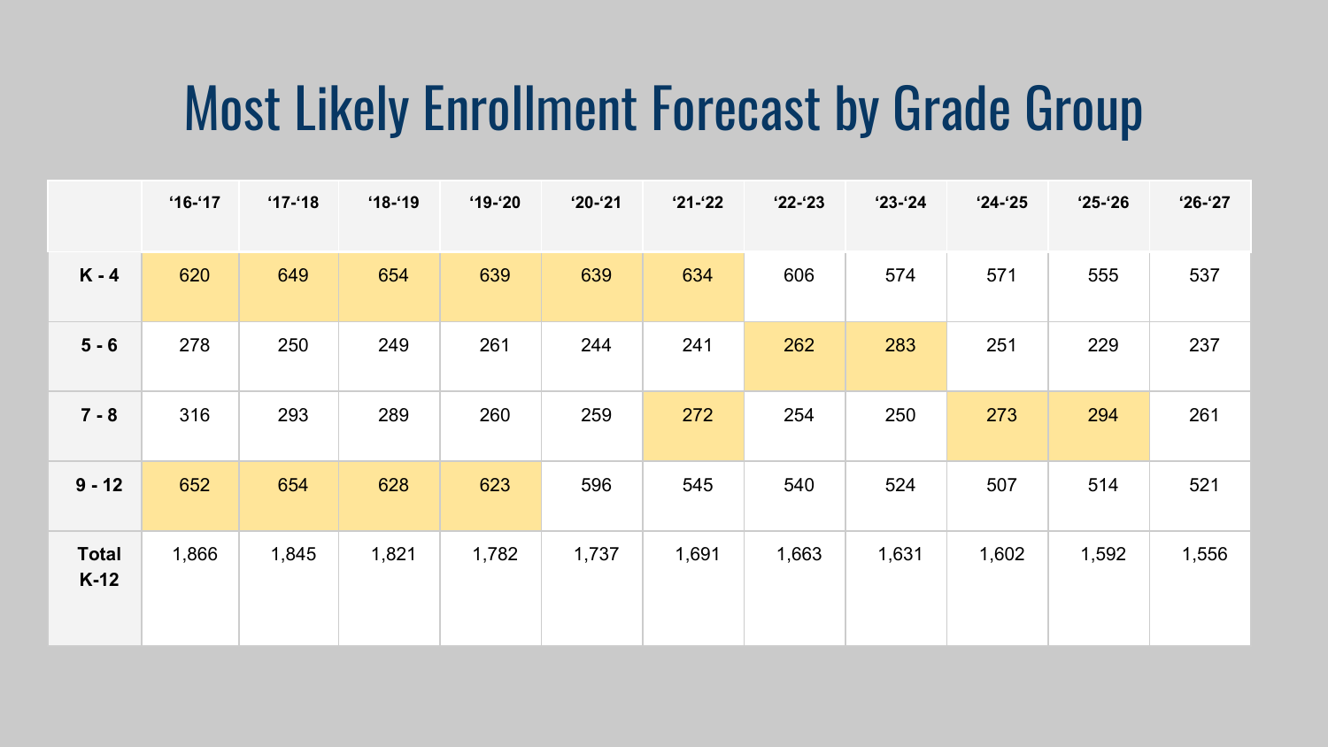# Most Likely Enrollment Forecast by Grade Group

| | '16-'17 | '17-'18 | '18-'19 | '19-'20 | '20-'21 | '21-'22 | '22-'23 | '23-'24 | '24-'25 | '25-'26 | '26-'27 |
|---|---|---|---|---|---|---|---|---|---|---|---|
| **K - 4** | 620 | 649 | 654 | 639 | 639 | 634 | 606 | 574 | 571 | 555 | 537 |
| **5 - 6** | 278 | 250 | 249 | 261 | 244 | 241 | 262 | 283 | 251 | 229 | 237 |
| **7 - 8** | 316 | 293 | 289 | 260 | 259 | 272 | 254 | 250 | 273 | 294 | 261 |
| **9 - 12** | 652 | 654 | 628 | 623 | 596 | 545 | 540 | 524 | 507 | 514 | 521 |
| **Total K-12** | 1,866 | 1,845 | 1,821 | 1,782 | 1,737 | 1,691 | 1,663 | 1,631 | 1,602 | 1,592 | 1,556 |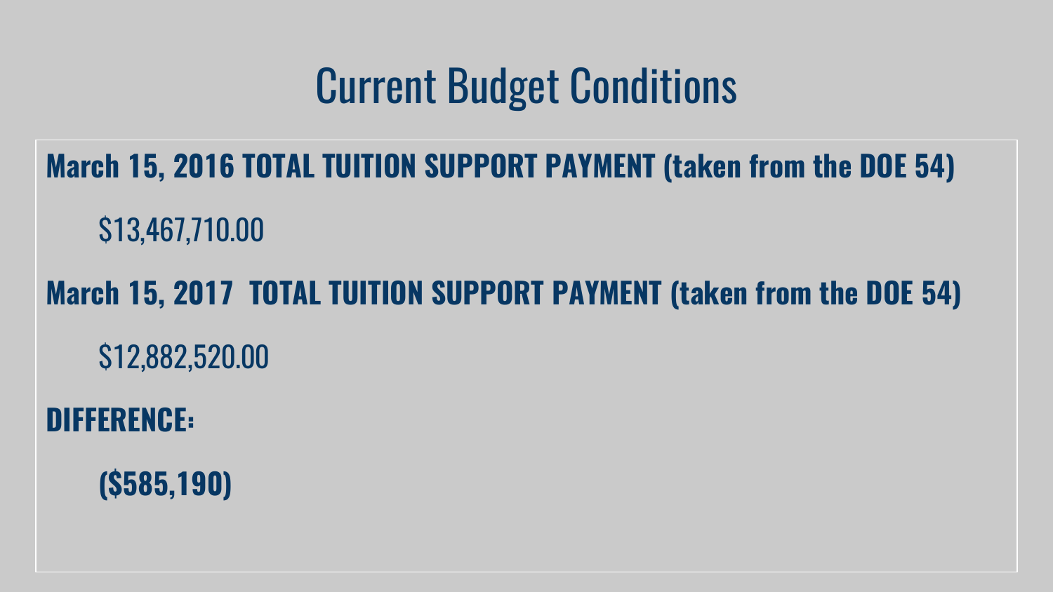# Current Budget Conditions

**March 15, 2016 TOTAL TUITION SUPPORT PAYMENT (taken from the DOE 54)**

$13,467,710.00

**March 15, 2017 TOTAL TUITION SUPPORT PAYMENT (taken from the DOE 54)**

$12,882,520.00

**DIFFERENCE:**

**($585,190)**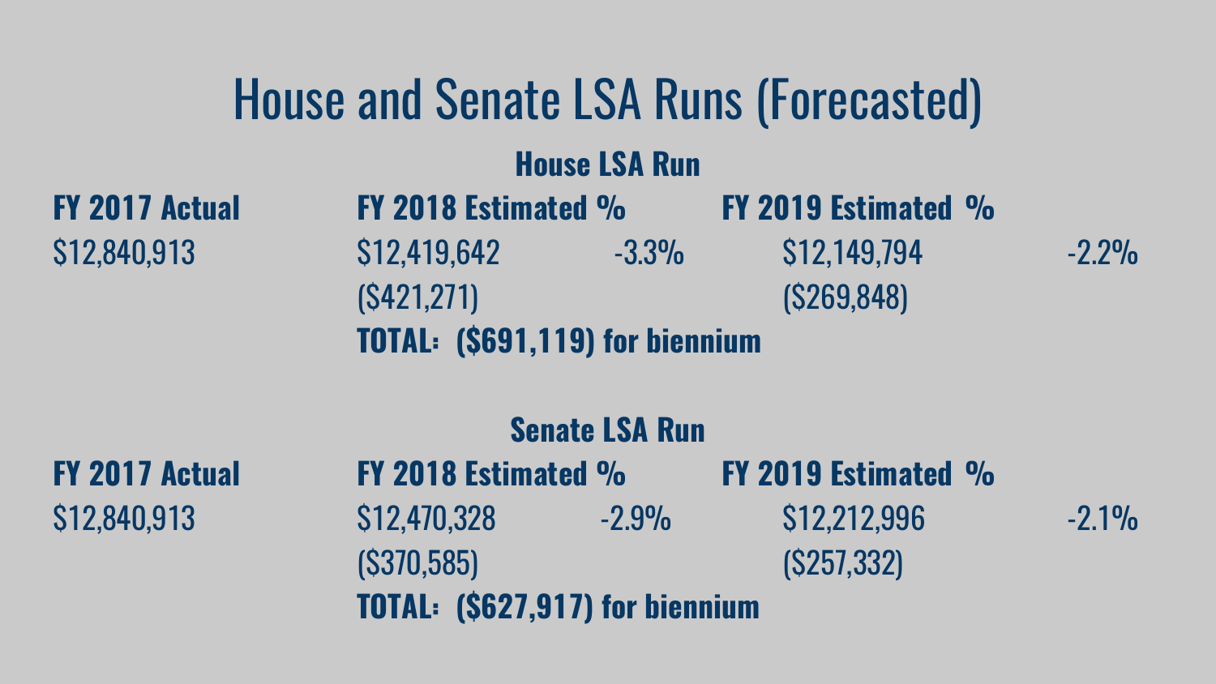# House and Senate LSA Runs (Forecasted)

## House LSA Run

| FY 2017 Actual | FY 2018 Estimated | % | FY 2019 Estimated | % |
|---|---|---|---|---|
| $12,840,913 | $12,419,642 | -3.3% | $12,149,794 | -2.2% |
| | ($421,271) | | ($269,848) | |

**TOTAL: ($691,119) for biennium**

## Senate LSA Run

| FY 2017 Actual | FY 2018 Estimated | % | FY 2019 Estimated | % |
|---|---|---|---|---|
| $12,840,913 | $12,470,328 | -2.9% | $12,212,996 | -2.1% |
| | ($370,585) | | ($257,332) | |

**TOTAL: ($627,917) for biennium**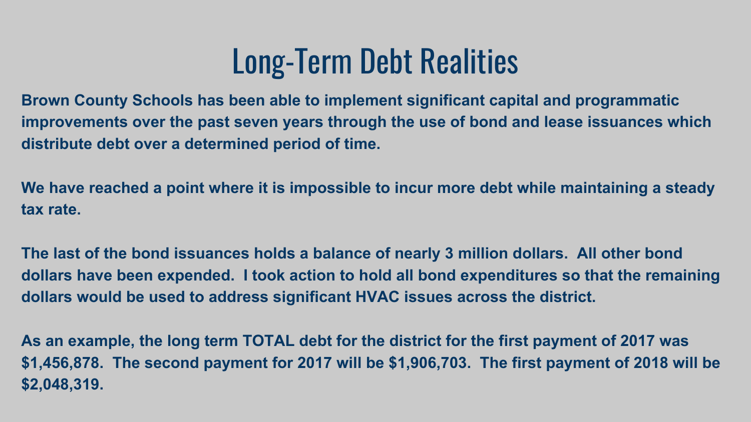# Long-Term Debt Realities

**Brown County Schools has been able to implement significant capital and programmatic improvements over the past seven years through the use of bond and lease issuances which distribute debt over a determined period of time.**

**We have reached a point where it is impossible to incur more debt while maintaining a steady tax rate.**

**The last of the bond issuances holds a balance of nearly 3 million dollars. All other bond dollars have been expended. I took action to hold all bond expenditures so that the remaining dollars would be used to address significant HVAC issues across the district.**

**As an example, the long term TOTAL debt for the district for the first payment of 2017 was $1,456,878. The second payment for 2017 will be $1,906,703. The first payment of 2018 will be $2,048,319.**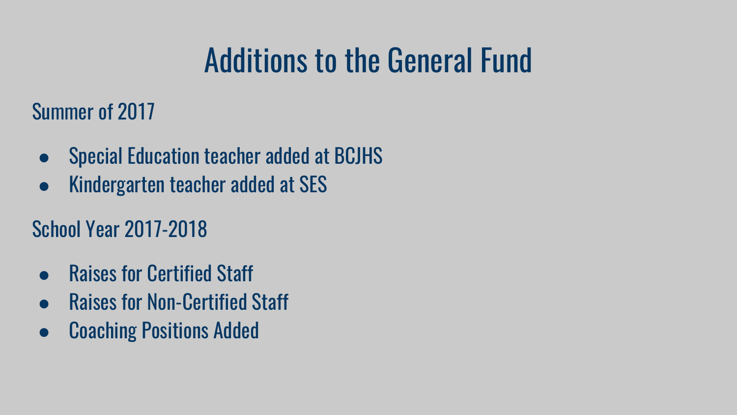# Additions to the General Fund

Summer of 2017

- Special Education teacher added at BCJHS
- Kindergarten teacher added at SES

School Year 2017-2018

- Raises for Certified Staff
- Raises for Non-Certified Staff
- Coaching Positions Added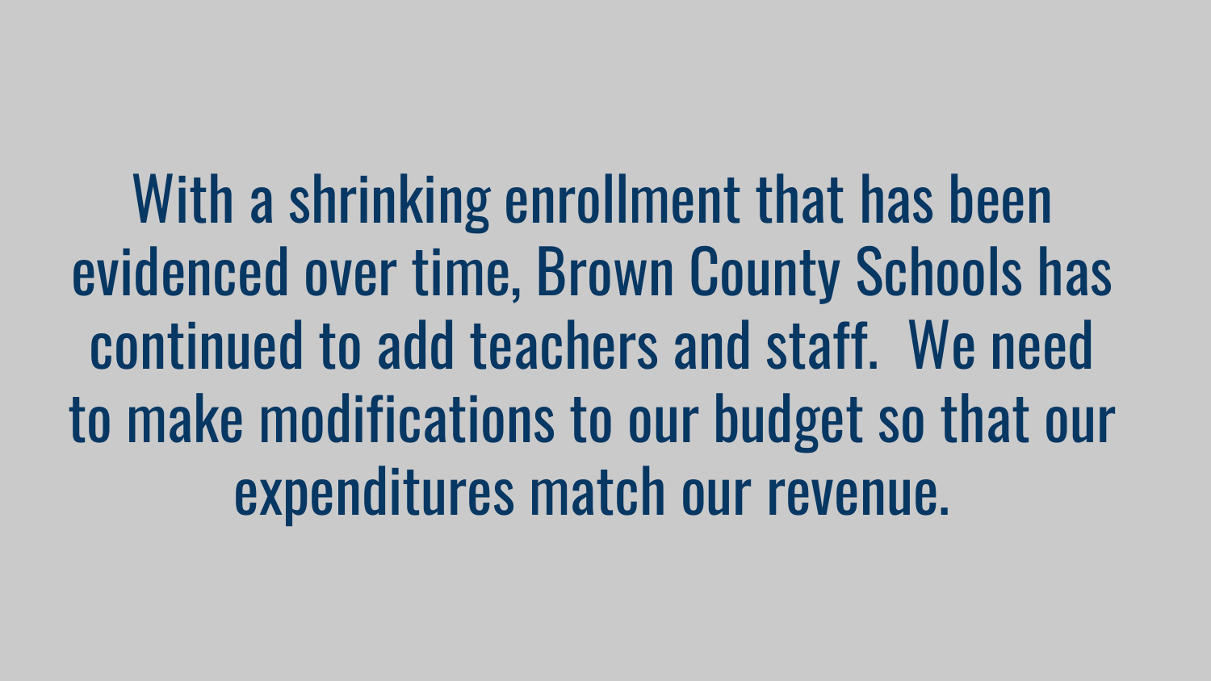With a shrinking enrollment that has been evidenced over time, Brown County Schools has continued to add teachers and staff. We need to make modifications to our budget so that our expenditures match our revenue.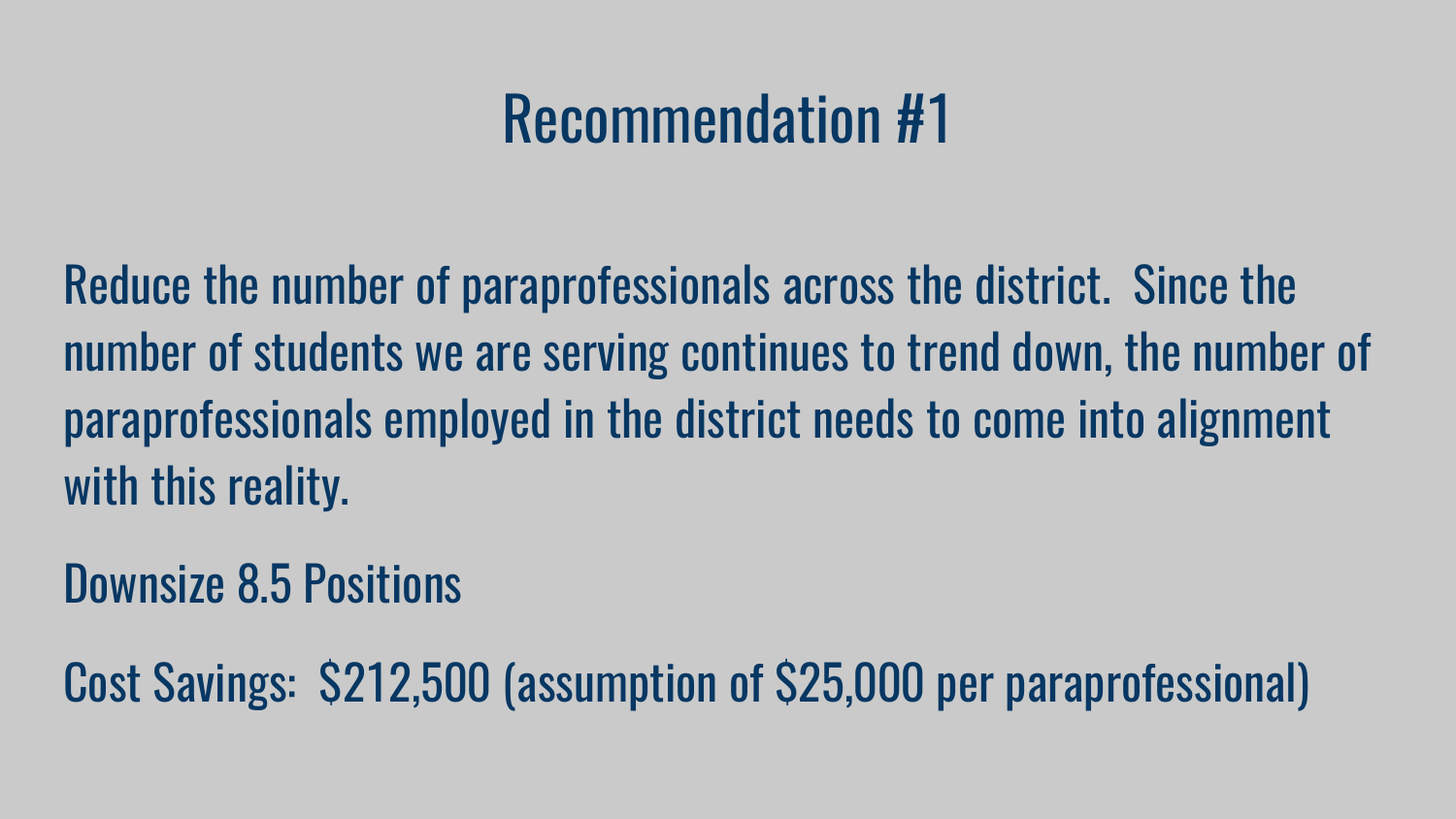# Recommendation #1

Reduce the number of paraprofessionals across the district.  Since the number of students we are serving continues to trend down, the number of paraprofessionals employed in the district needs to come into alignment with this reality.

Downsize 8.5 Positions

Cost Savings:  $212,500 (assumption of $25,000 per paraprofessional)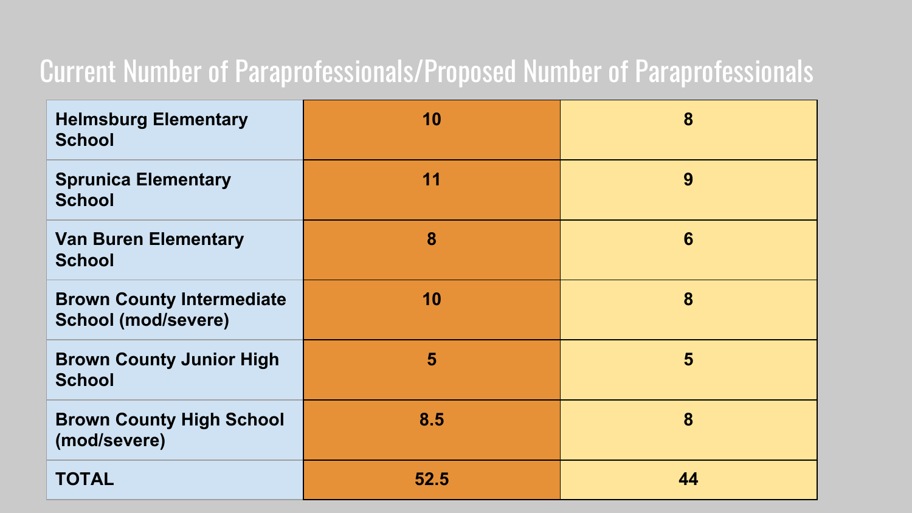# Current Number of Paraprofessionals/Proposed Number of Paraprofessionals

| School | Current Number of Paraprofessionals | Proposed Number of Paraprofessionals |
|---|---|---|
| **Helmsburg Elementary School** | **10** | **8** |
| **Sprunica Elementary School** | **11** | **9** |
| **Van Buren Elementary School** | **8** | **6** |
| **Brown County Intermediate School (mod/severe)** | **10** | **8** |
| **Brown County Junior High School** | **5** | **5** |
| **Brown County High School (mod/severe)** | **8.5** | **8** |
| **TOTAL** | **52.5** | **44** |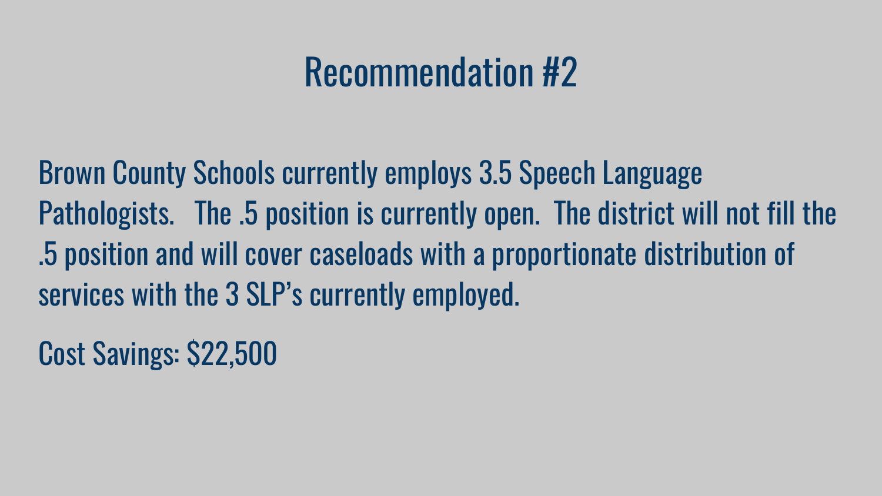# Recommendation #2

Brown County Schools currently employs 3.5 Speech Language Pathologists. The .5 position is currently open. The district will not fill the .5 position and will cover caseloads with a proportionate distribution of services with the 3 SLP's currently employed.

Cost Savings: $22,500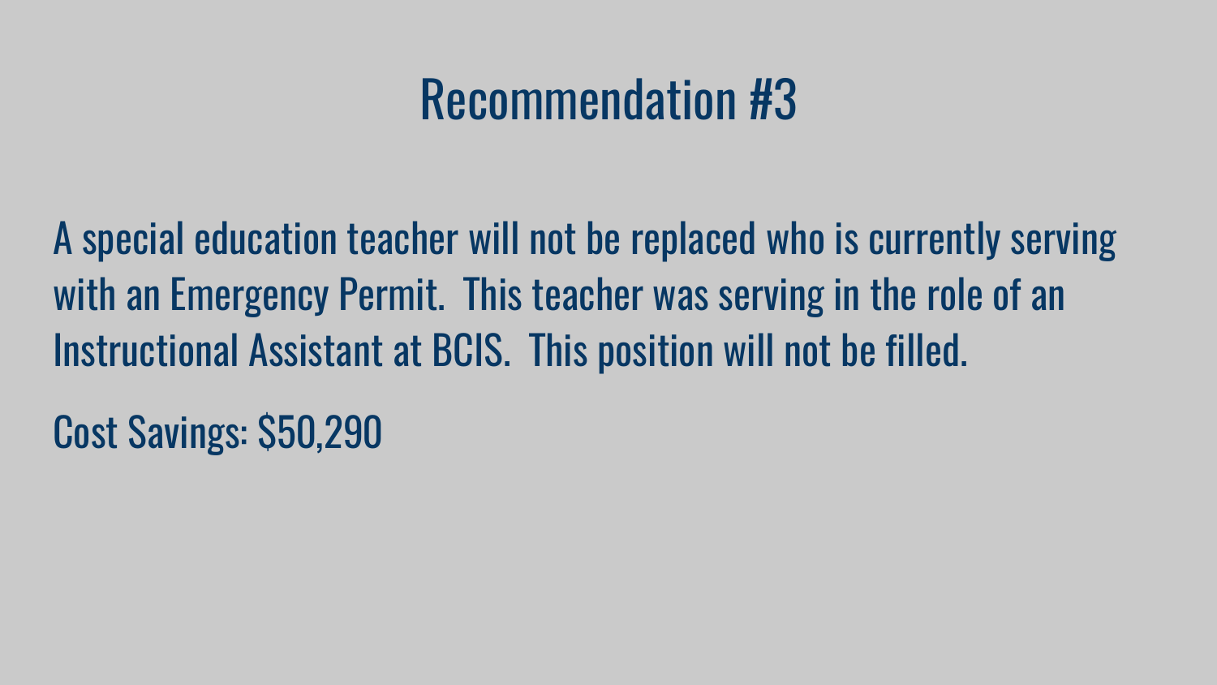# Recommendation #3

A special education teacher will not be replaced who is currently serving with an Emergency Permit.  This teacher was serving in the role of an Instructional Assistant at BCIS.  This position will not be filled.

Cost Savings: $50,290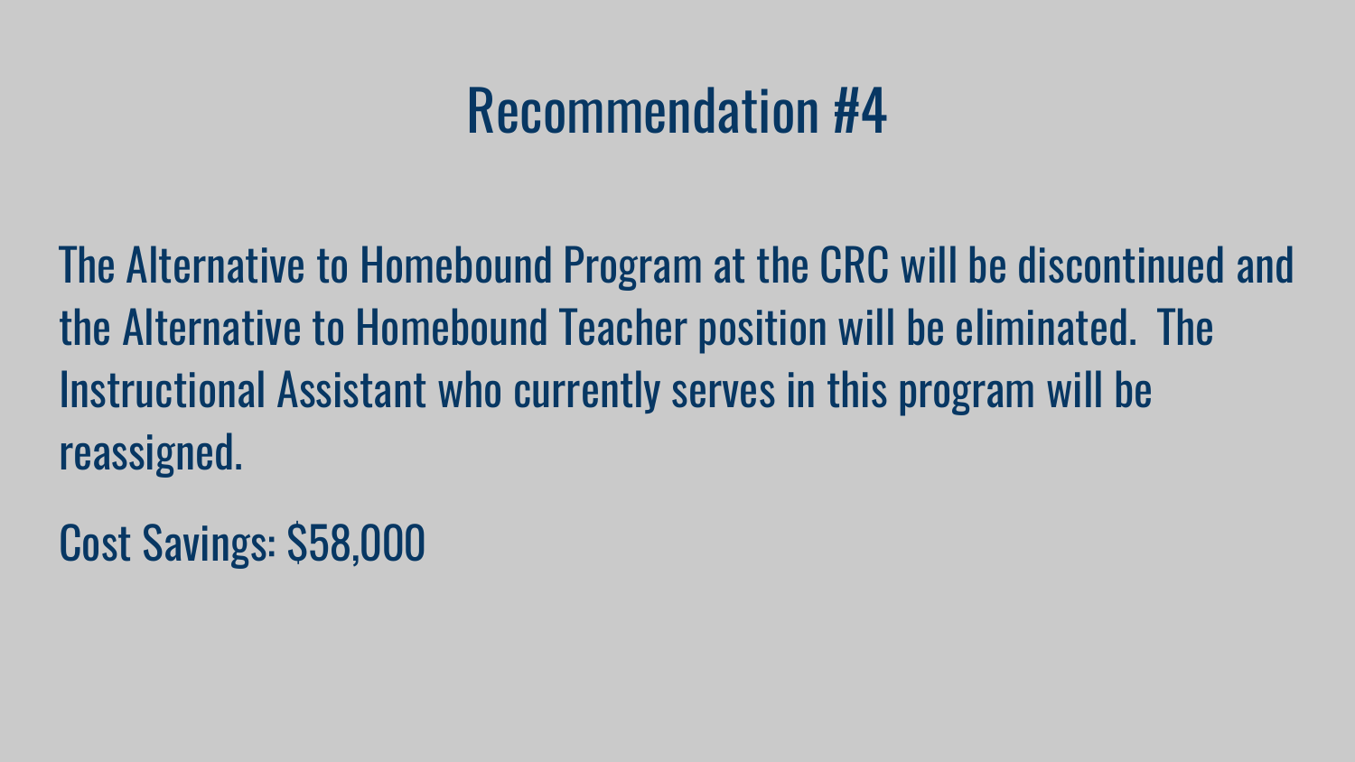# Recommendation #4

The Alternative to Homebound Program at the CRC will be discontinued and the Alternative to Homebound Teacher position will be eliminated.  The Instructional Assistant who currently serves in this program will be reassigned.

Cost Savings: $58,000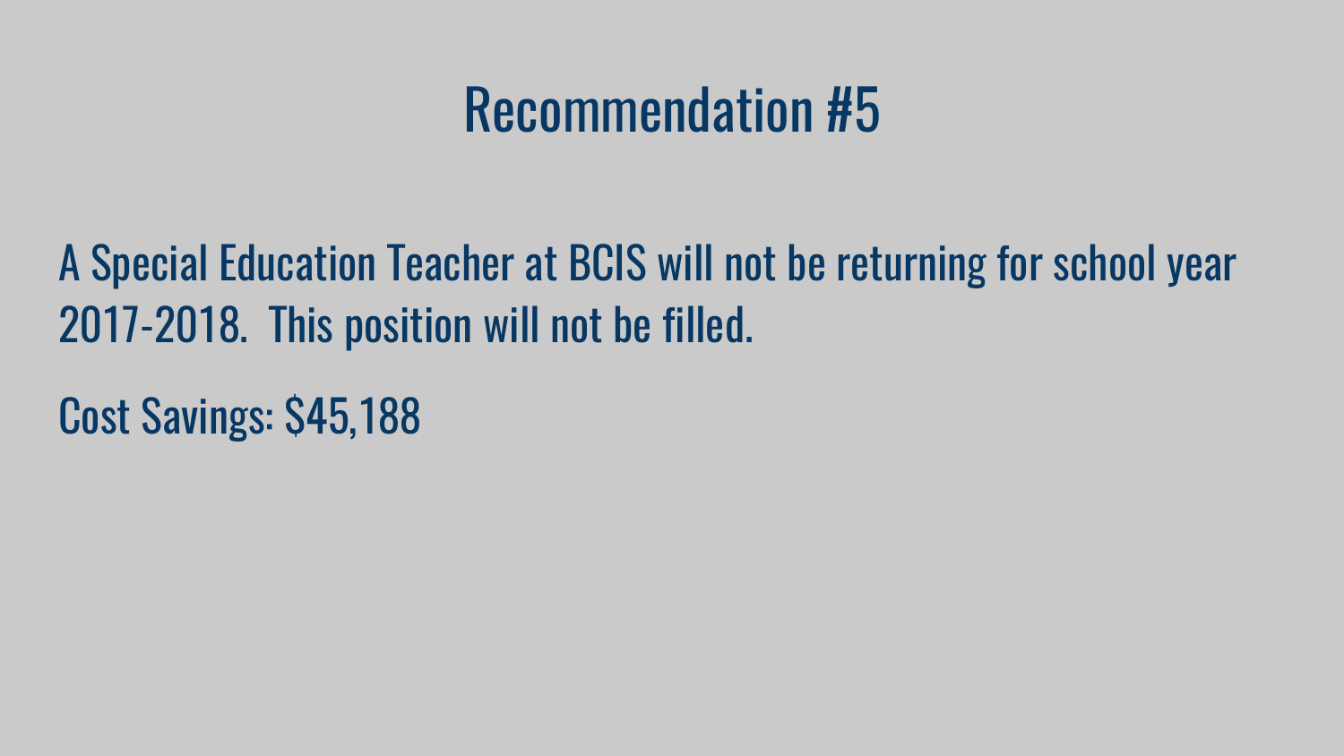# Recommendation #5

A Special Education Teacher at BCIS will not be returning for school year 2017-2018.  This position will not be filled.

Cost Savings: $45,188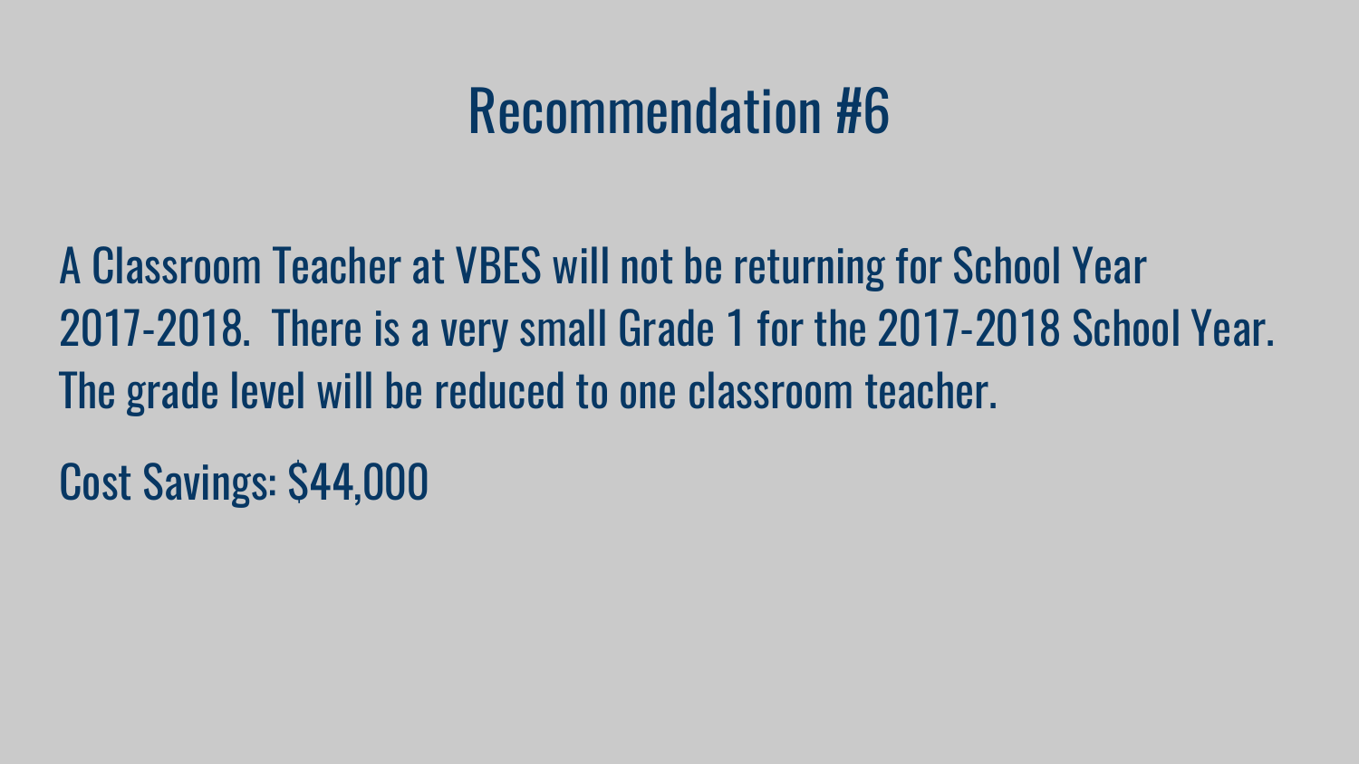# Recommendation #6

A Classroom Teacher at VBES will not be returning for School Year 2017-2018. There is a very small Grade 1 for the 2017-2018 School Year. The grade level will be reduced to one classroom teacher.

Cost Savings: $44,000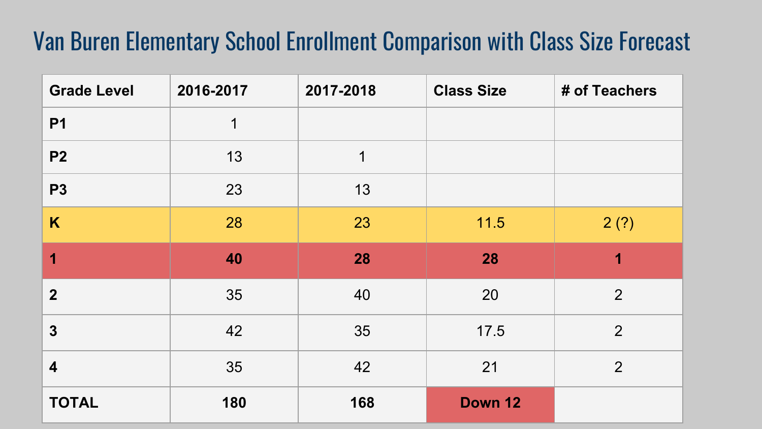# Van Buren Elementary School Enrollment Comparison with Class Size Forecast

| Grade Level | 2016-2017 | 2017-2018 | Class Size | # of Teachers |
|---|---|---|---|---|
| **P1** | 1 | | | |
| **P2** | 13 | 1 | | |
| **P3** | 23 | 13 | | |
| **K** | 28 | 23 | 11.5 | 2 (?) |
| **1** | **40** | **28** | **28** | **1** |
| **2** | 35 | 40 | 20 | 2 |
| **3** | 42 | 35 | 17.5 | 2 |
| **4** | 35 | 42 | 21 | 2 |
| **TOTAL** | **180** | **168** | **Down 12** | |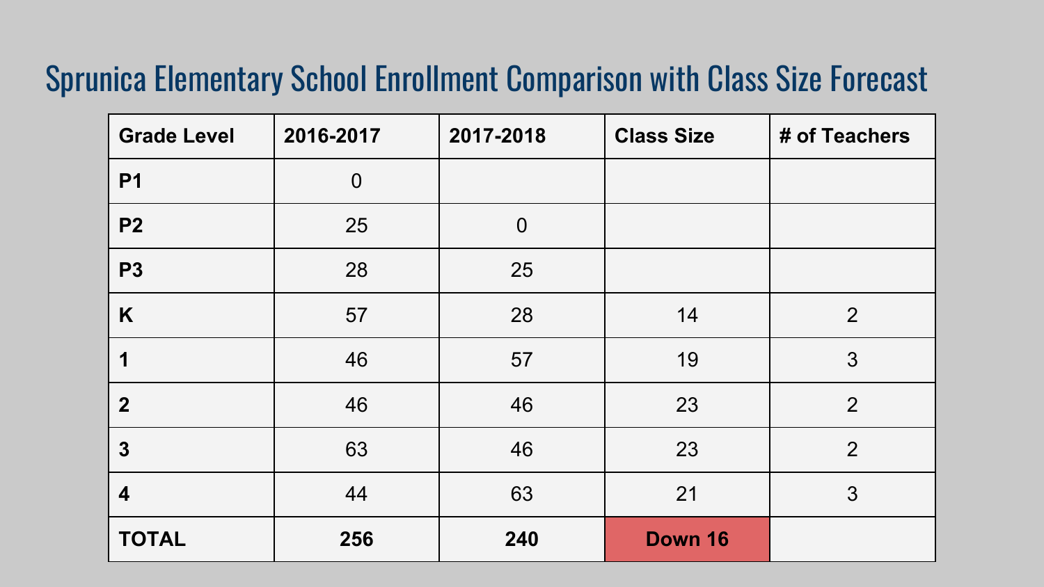# Sprunica Elementary School Enrollment Comparison with Class Size Forecast

| Grade Level | 2016-2017 | 2017-2018 | Class Size | # of Teachers |
|---|---|---|---|---|
| **P1** | 0 | | | |
| **P2** | 25 | 0 | | |
| **P3** | 28 | 25 | | |
| **K** | 57 | 28 | 14 | 2 |
| **1** | 46 | 57 | 19 | 3 |
| **2** | 46 | 46 | 23 | 2 |
| **3** | 63 | 46 | 23 | 2 |
| **4** | 44 | 63 | 21 | 3 |
| **TOTAL** | **256** | **240** | **Down 16** | |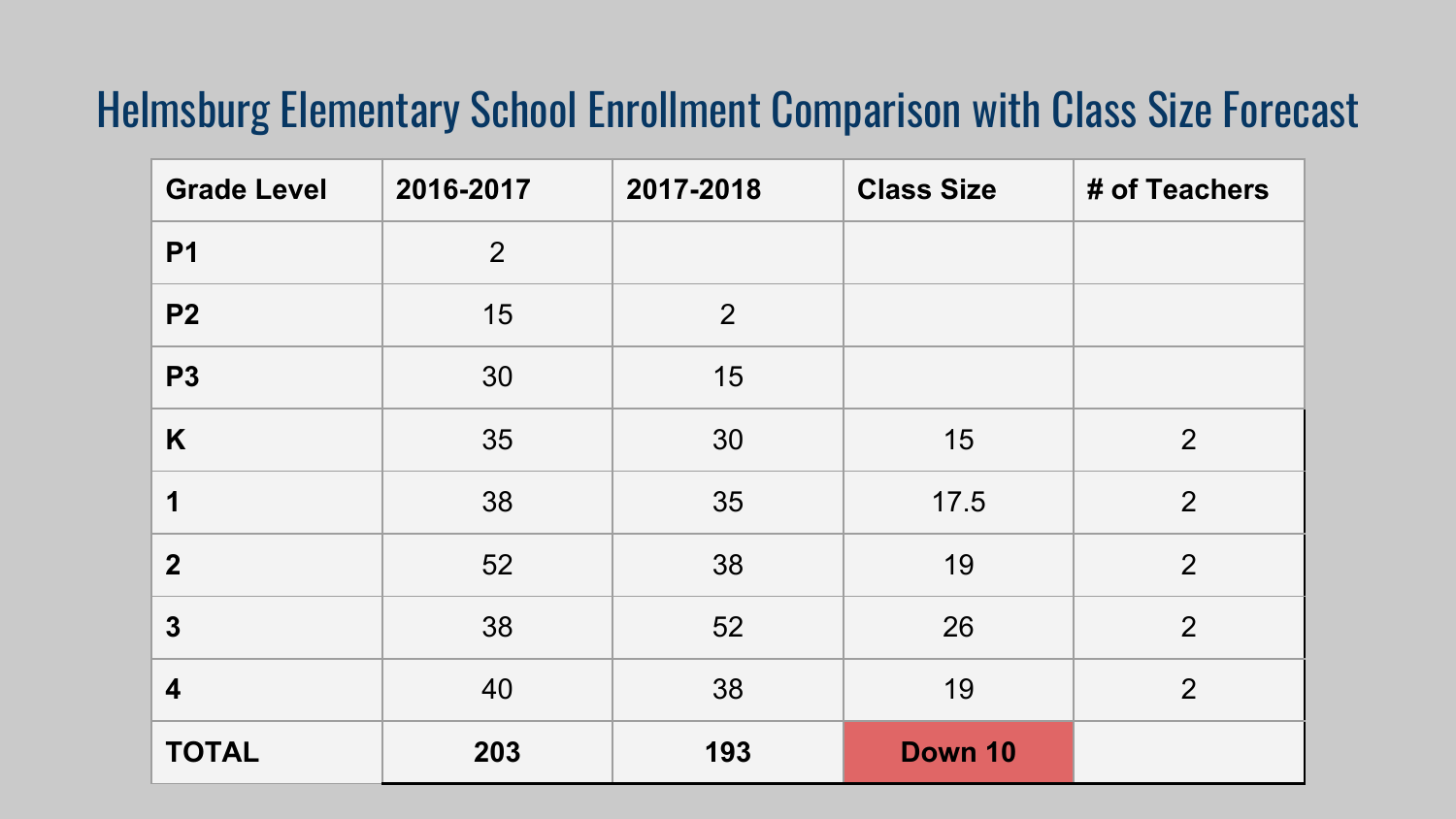# Helmsburg Elementary School Enrollment Comparison with Class Size Forecast

| Grade Level | 2016-2017 | 2017-2018 | Class Size | # of Teachers |
|---|---|---|---|---|
| **P1** | 2 | | | |
| **P2** | 15 | 2 | | |
| **P3** | 30 | 15 | | |
| **K** | 35 | 30 | 15 | 2 |
| **1** | 38 | 35 | 17.5 | 2 |
| **2** | 52 | 38 | 19 | 2 |
| **3** | 38 | 52 | 26 | 2 |
| **4** | 40 | 38 | 19 | 2 |
| **TOTAL** | **203** | **193** | **Down 10** | |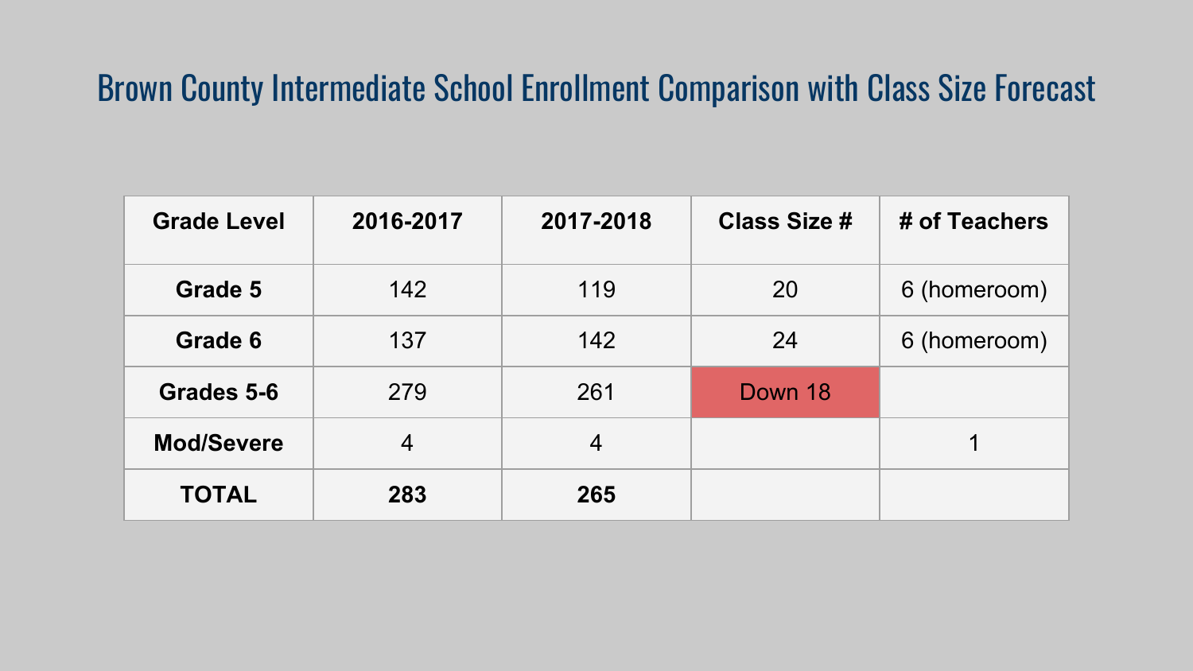# Brown County Intermediate School Enrollment Comparison with Class Size Forecast

| Grade Level | 2016-2017 | 2017-2018 | Class Size # | # of Teachers |
|---|---|---|---|---|
| **Grade 5** | 142 | 119 | 20 | 6 (homeroom) |
| **Grade 6** | 137 | 142 | 24 | 6 (homeroom) |
| **Grades 5-6** | 279 | 261 | Down 18 | |
| **Mod/Severe** | 4 | 4 | | 1 |
| **TOTAL** | **283** | **265** | | |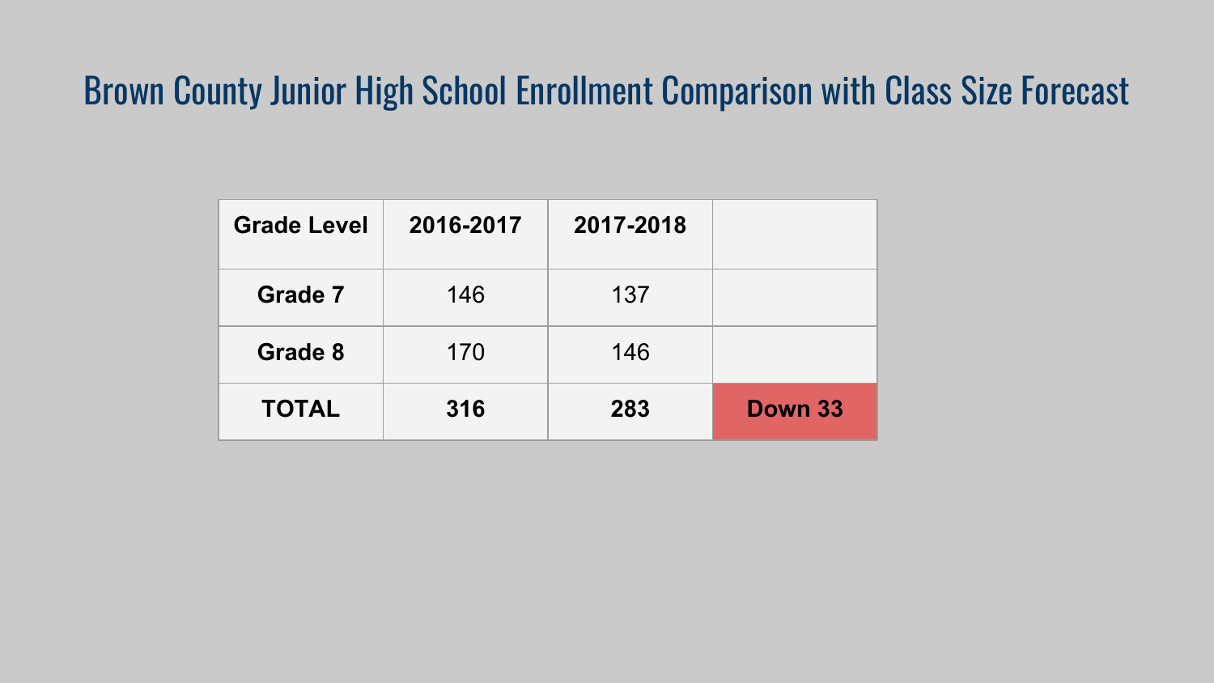# Brown County Junior High School Enrollment Comparison with Class Size Forecast

| Grade Level | 2016-2017 | 2017-2018 | |
|---|---|---|---|
| **Grade 7** | 146 | 137 | |
| **Grade 8** | 170 | 146 | |
| **TOTAL** | **316** | **283** | **Down 33** |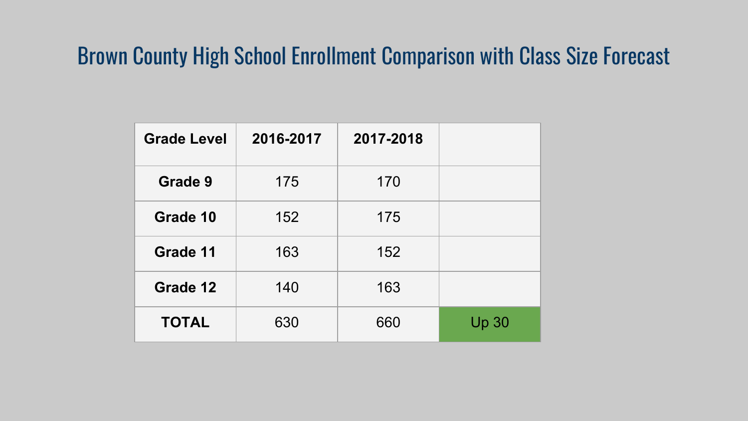# Brown County High School Enrollment Comparison with Class Size Forecast

| Grade Level | 2016-2017 | 2017-2018 | |
|---|---|---|---|
| **Grade 9** | 175 | 170 | |
| **Grade 10** | 152 | 175 | |
| **Grade 11** | 163 | 152 | |
| **Grade 12** | 140 | 163 | |
| **TOTAL** | 630 | 660 | Up 30 |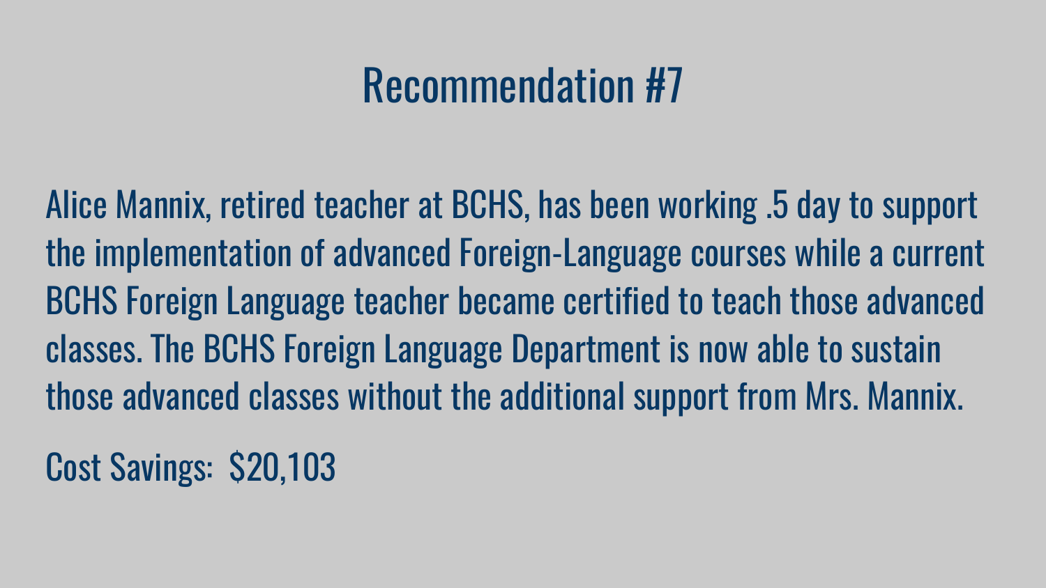# Recommendation #7

Alice Mannix, retired teacher at BCHS, has been working .5 day to support the implementation of advanced Foreign-Language courses while a current BCHS Foreign Language teacher became certified to teach those advanced classes. The BCHS Foreign Language Department is now able to sustain those advanced classes without the additional support from Mrs. Mannix.

Cost Savings: $20,103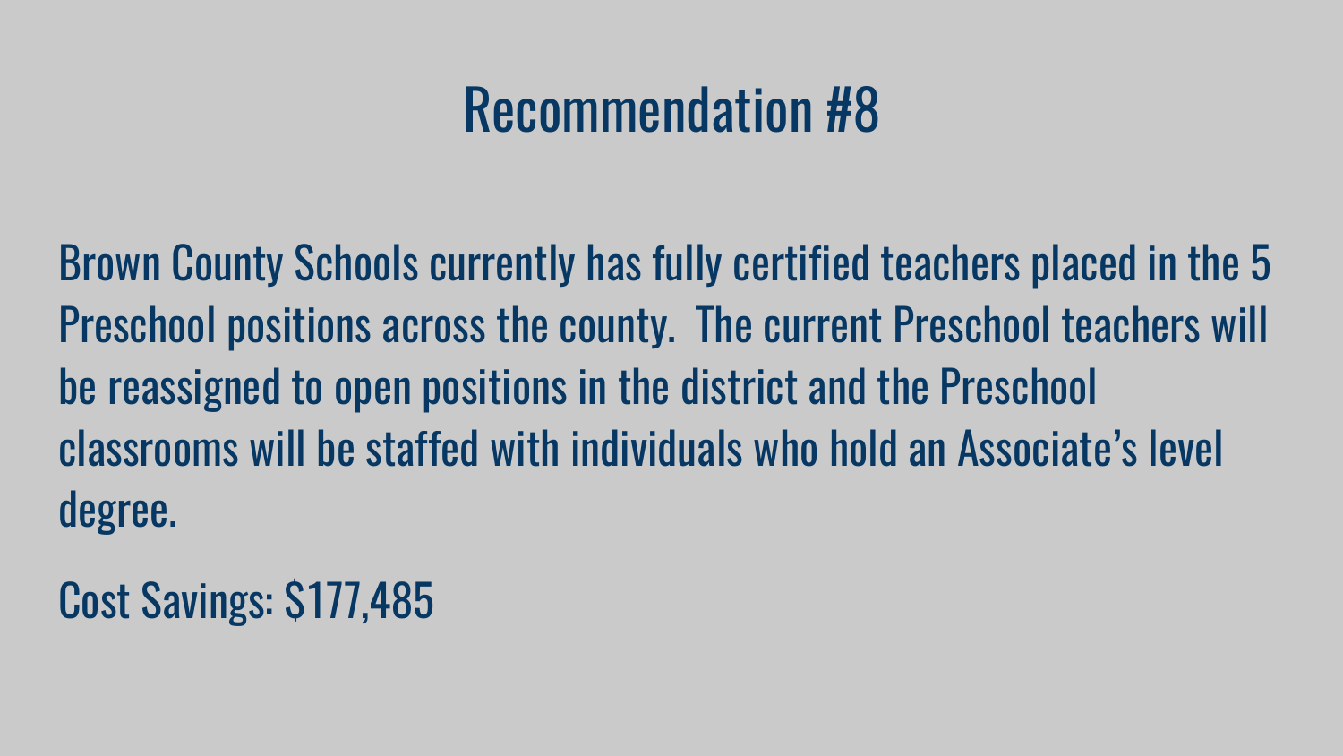# Recommendation #8

Brown County Schools currently has fully certified teachers placed in the 5 Preschool positions across the county.  The current Preschool teachers will be reassigned to open positions in the district and the Preschool classrooms will be staffed with individuals who hold an Associate's level degree.

Cost Savings: $177,485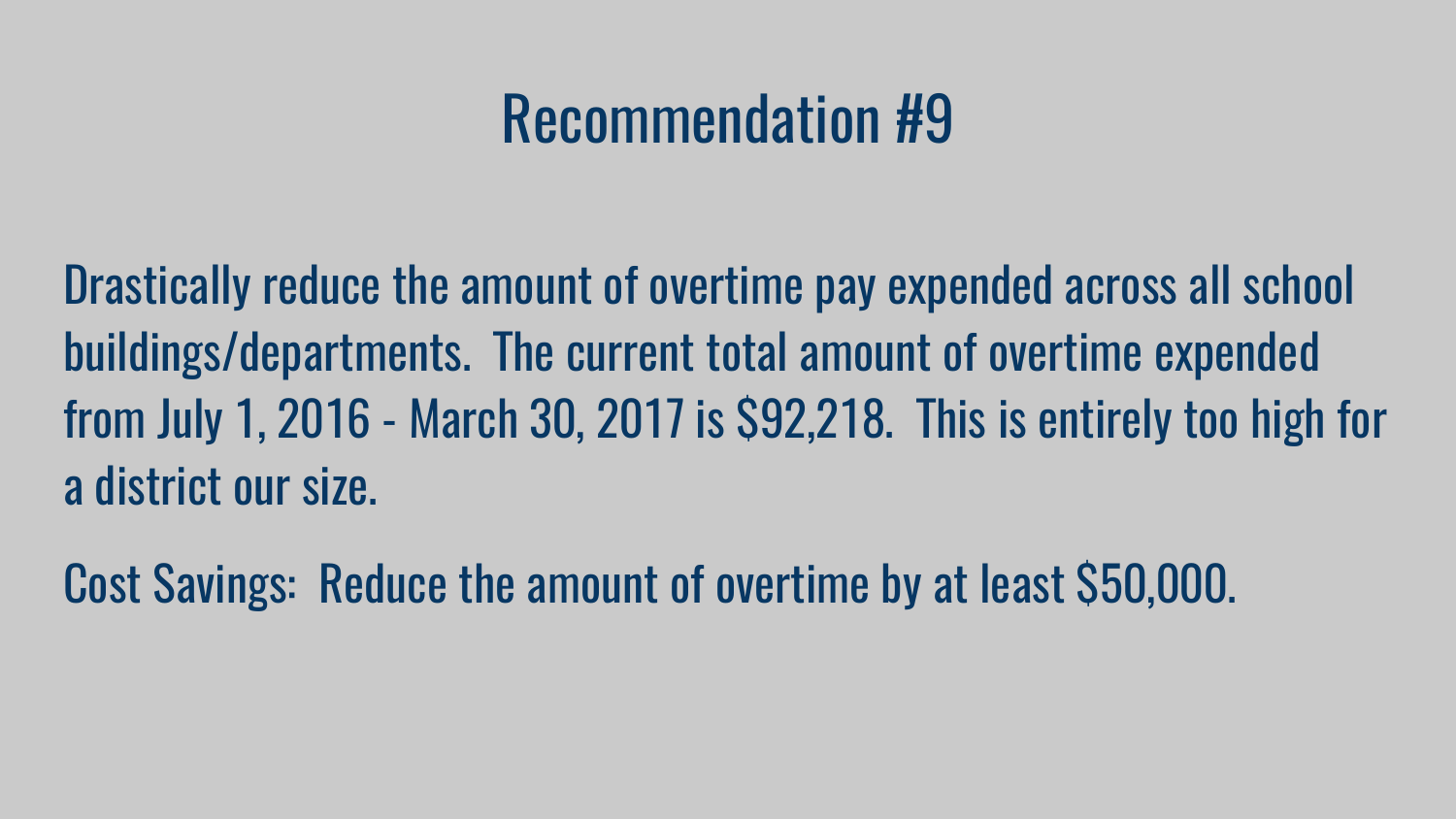# Recommendation #9

Drastically reduce the amount of overtime pay expended across all school buildings/departments.  The current total amount of overtime expended from July 1, 2016 - March 30, 2017 is $92,218.  This is entirely too high for a district our size.

Cost Savings:  Reduce the amount of overtime by at least $50,000.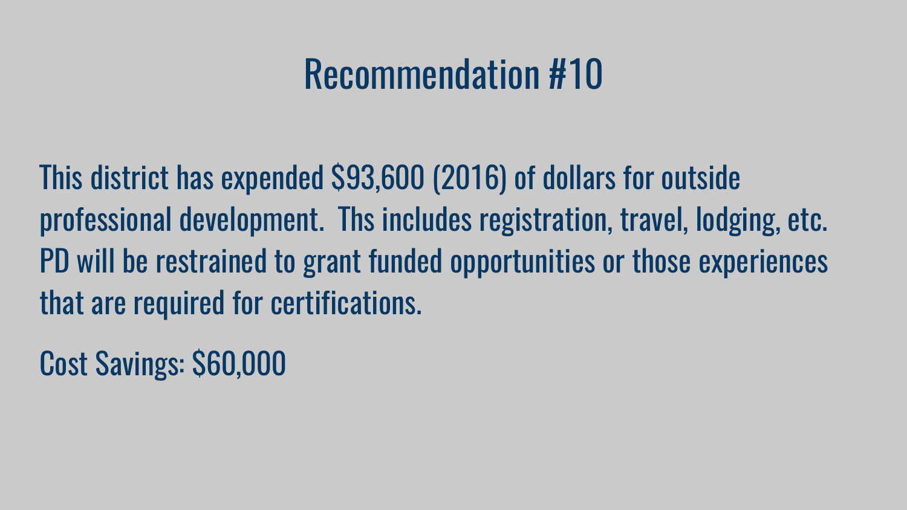# Recommendation #10

This district has expended $93,600 (2016) of dollars for outside professional development.  Ths includes registration, travel, lodging, etc. PD will be restrained to grant funded opportunities or those experiences that are required for certifications.

Cost Savings: $60,000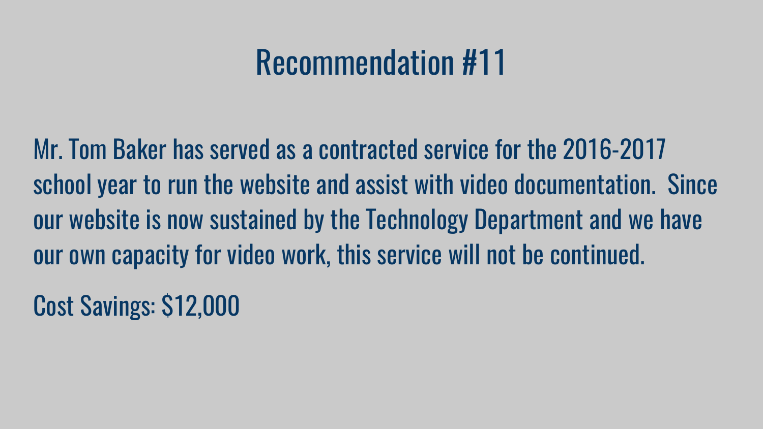# Recommendation #11

Mr. Tom Baker has served as a contracted service for the 2016-2017 school year to run the website and assist with video documentation. Since our website is now sustained by the Technology Department and we have our own capacity for video work, this service will not be continued.

Cost Savings: $12,000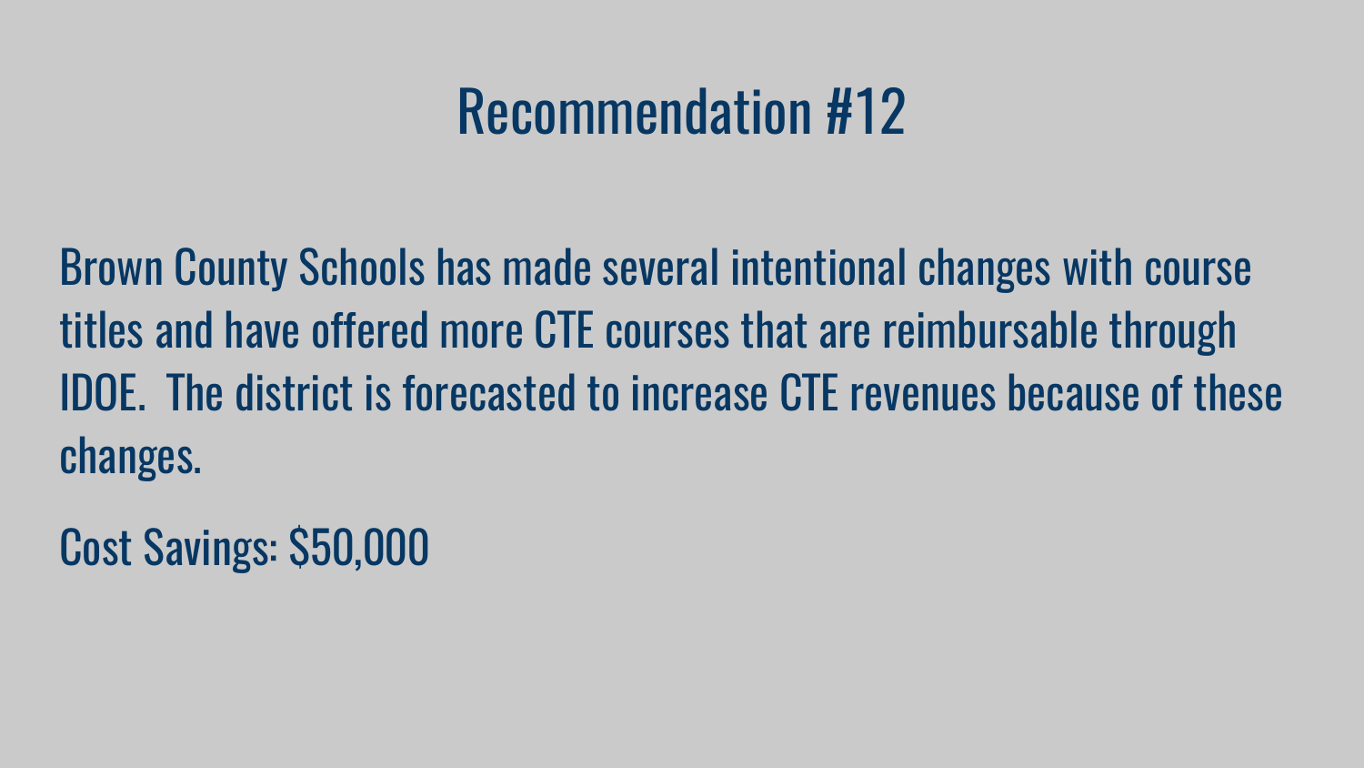# Recommendation #12

Brown County Schools has made several intentional changes with course titles and have offered more CTE courses that are reimbursable through IDOE.  The district is forecasted to increase CTE revenues because of these changes.

Cost Savings: $50,000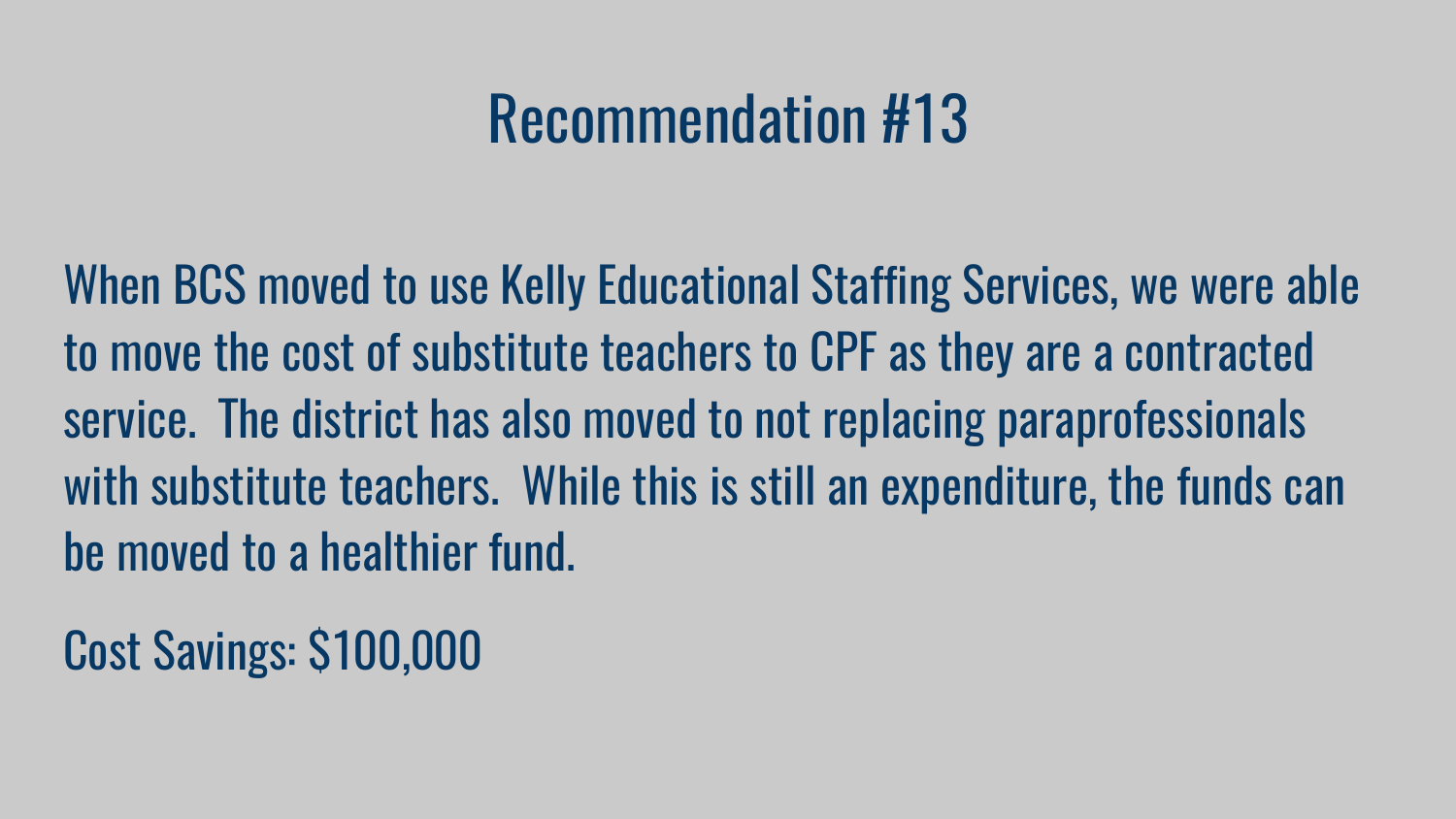# Recommendation #13

When BCS moved to use Kelly Educational Staffing Services, we were able to move the cost of substitute teachers to CPF as they are a contracted service.  The district has also moved to not replacing paraprofessionals with substitute teachers.  While this is still an expenditure, the funds can be moved to a healthier fund.

Cost Savings: $100,000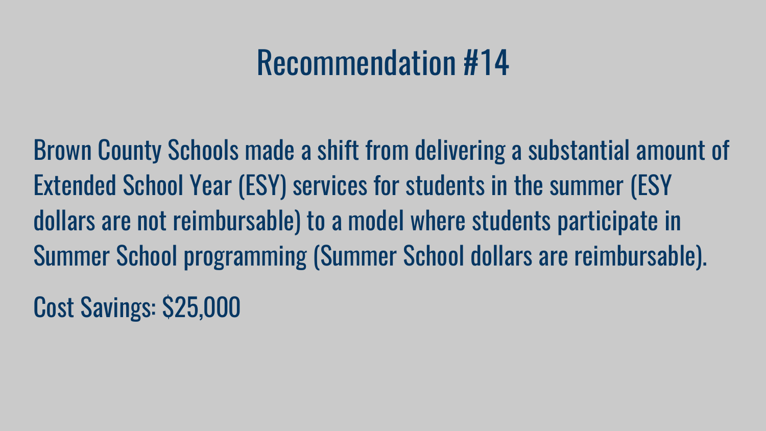# Recommendation #14

Brown County Schools made a shift from delivering a substantial amount of Extended School Year (ESY) services for students in the summer (ESY dollars are not reimbursable) to a model where students participate in Summer School programming (Summer School dollars are reimbursable).

Cost Savings: $25,000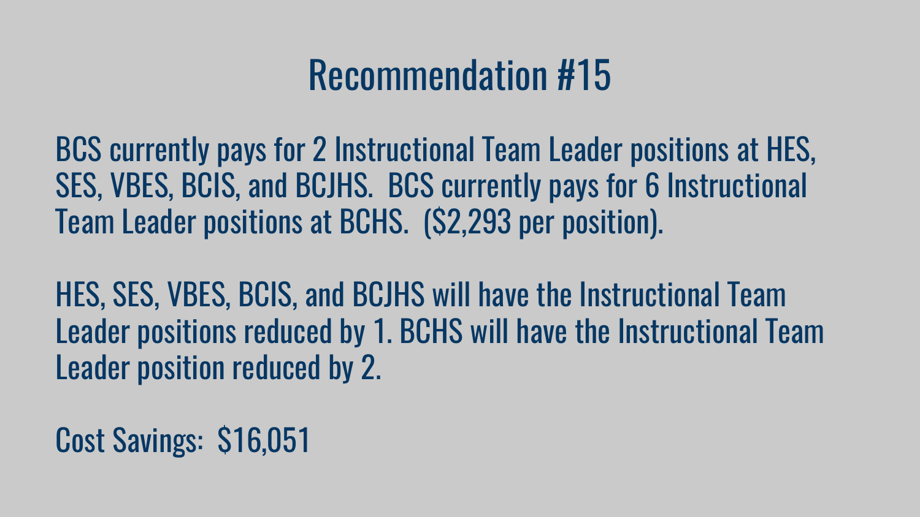# Recommendation #15

BCS currently pays for 2 Instructional Team Leader positions at HES, SES, VBES, BCIS, and BCJHS. BCS currently pays for 6 Instructional Team Leader positions at BCHS. ($2,293 per position).

HES, SES, VBES, BCIS, and BCJHS will have the Instructional Team Leader positions reduced by 1. BCHS will have the Instructional Team Leader position reduced by 2.

Cost Savings: $16,051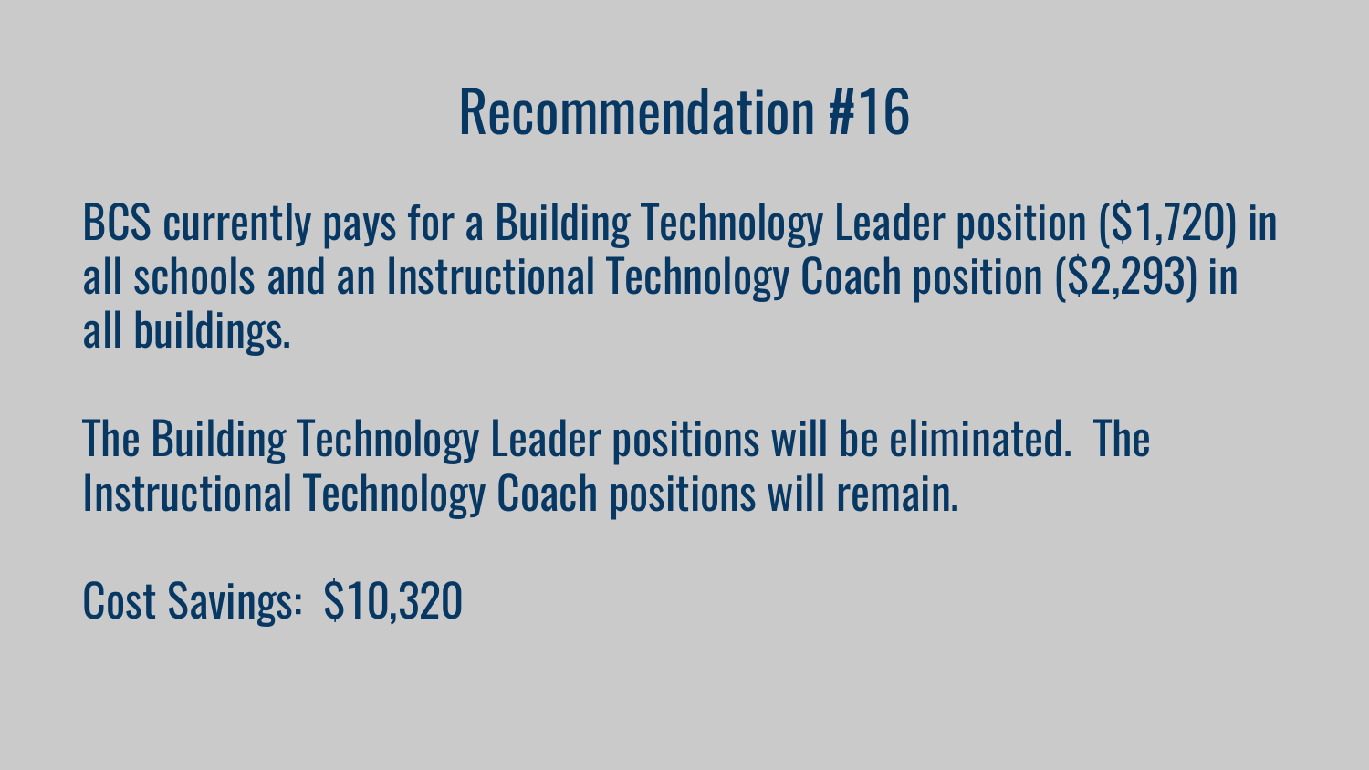# Recommendation #16

BCS currently pays for a Building Technology Leader position ($1,720) in all schools and an Instructional Technology Coach position ($2,293) in all buildings.

The Building Technology Leader positions will be eliminated. The Instructional Technology Coach positions will remain.

Cost Savings: $10,320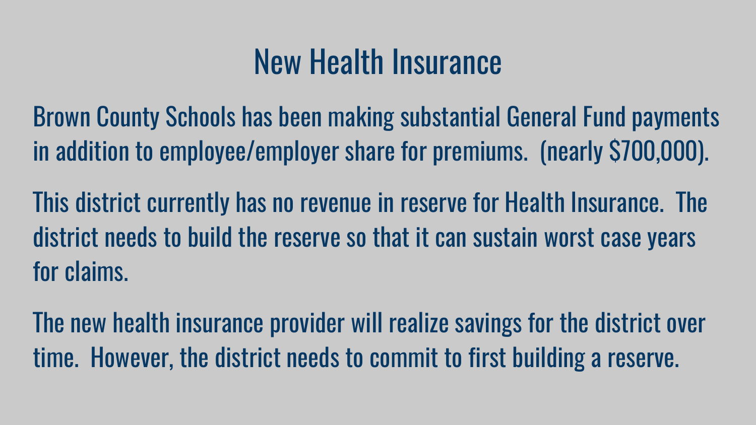# New Health Insurance

Brown County Schools has been making substantial General Fund payments in addition to employee/employer share for premiums.  (nearly $700,000).

This district currently has no revenue in reserve for Health Insurance.  The district needs to build the reserve so that it can sustain worst case years for claims.

The new health insurance provider will realize savings for the district over time.  However, the district needs to commit to first building a reserve.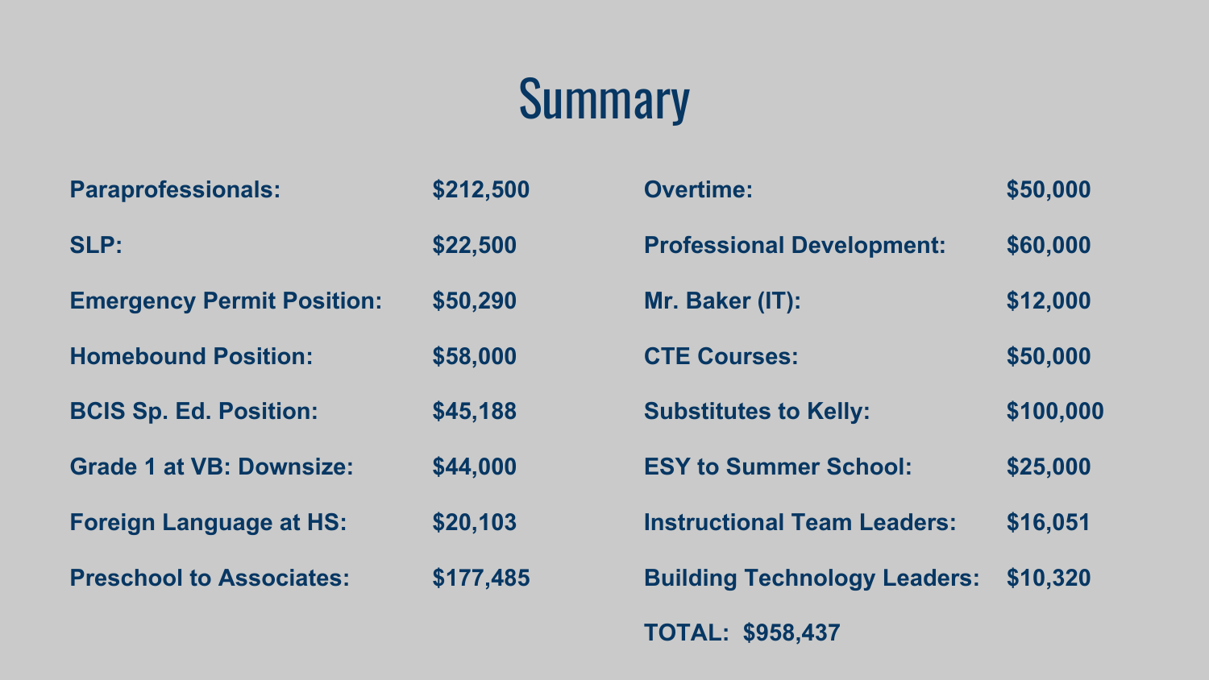# Summary

| | | | |
|---|---|---|---|
| **Paraprofessionals:** | **$212,500** | **Overtime:** | **$50,000** |
| **SLP:** | **$22,500** | **Professional Development:** | **$60,000** |
| **Emergency Permit Position:** | **$50,290** | **Mr. Baker (IT):** | **$12,000** |
| **Homebound Position:** | **$58,000** | **CTE Courses:** | **$50,000** |
| **BCIS Sp. Ed. Position:** | **$45,188** | **Substitutes to Kelly:** | **$100,000** |
| **Grade 1 at VB: Downsize:** | **$44,000** | **ESY to Summer School:** | **$25,000** |
| **Foreign Language at HS:** | **$20,103** | **Instructional Team Leaders:** | **$16,051** |
| **Preschool to Associates:** | **$177,485** | **Building Technology Leaders:** | **$10,320** |

**TOTAL: $958,437**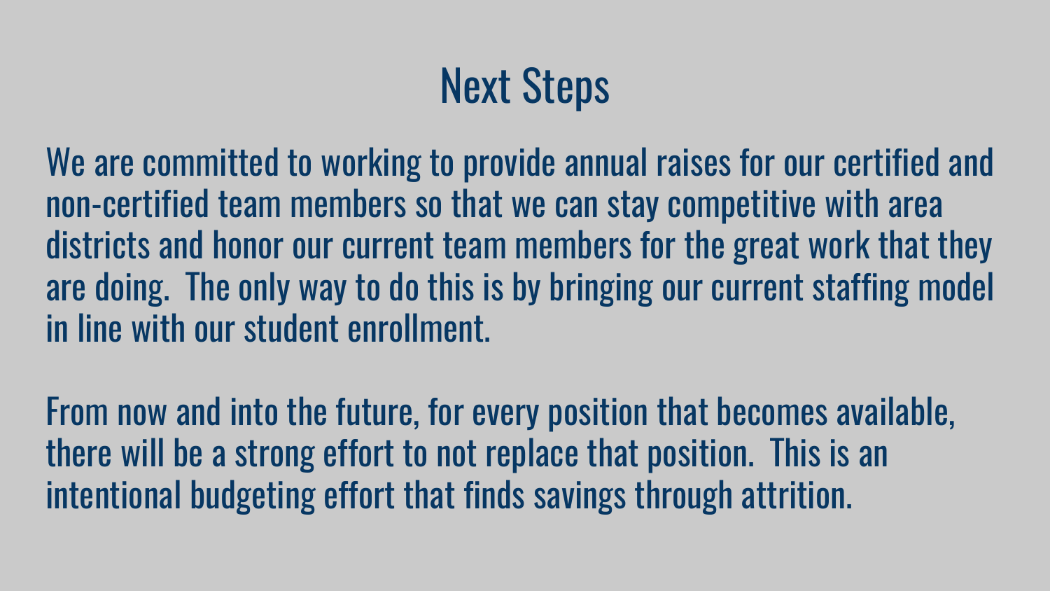# Next Steps

We are committed to working to provide annual raises for our certified and non-certified team members so that we can stay competitive with area districts and honor our current team members for the great work that they are doing.  The only way to do this is by bringing our current staffing model in line with our student enrollment.

From now and into the future, for every position that becomes available, there will be a strong effort to not replace that position.  This is an intentional budgeting effort that finds savings through attrition.